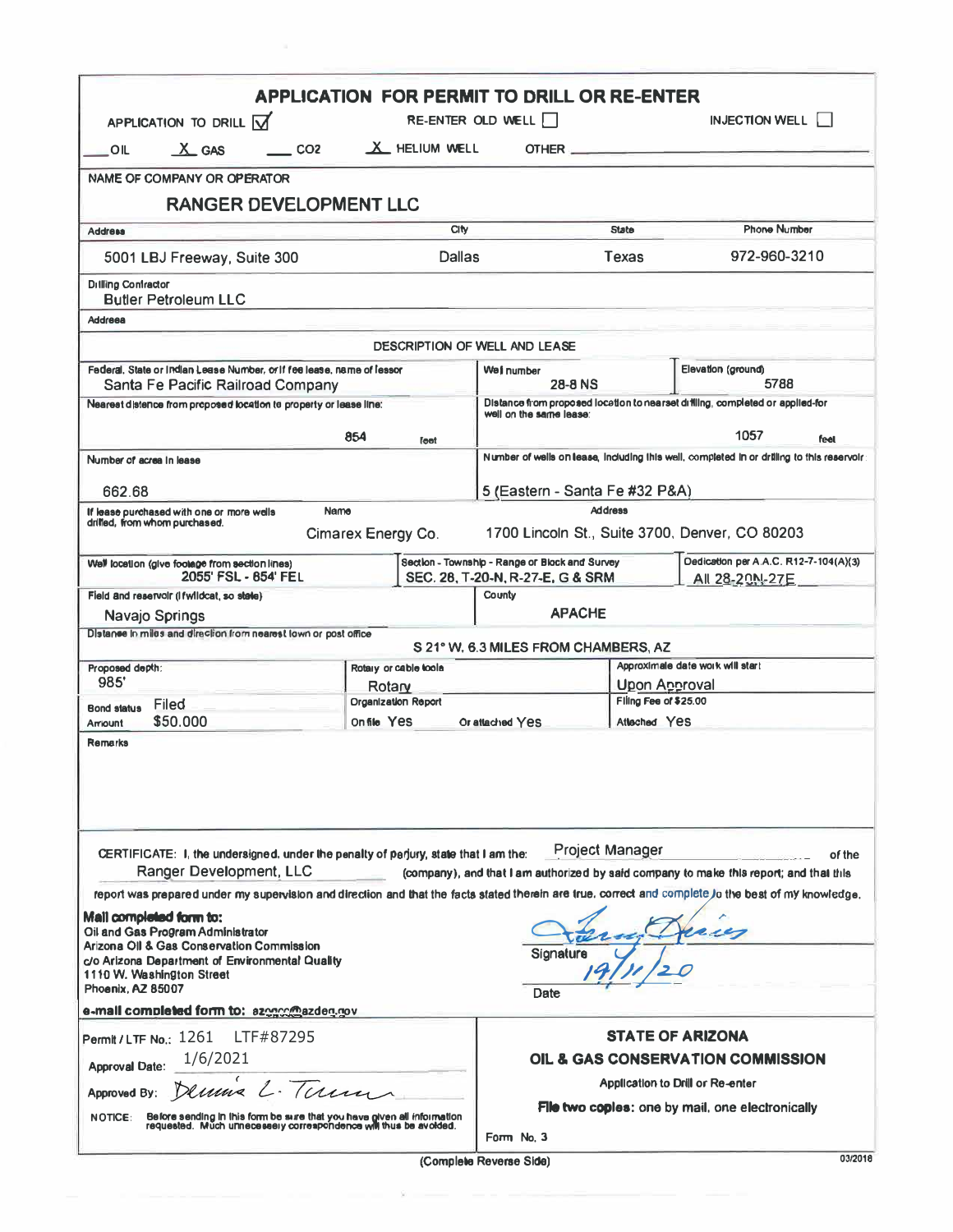# APPLICATION FOR PERMIT TO DRILL OR RE-ENTER

APPLICATION TO DRILL ☑ RE-ENTER OLD WELL ☐ INJECTION WELL ☐

___ OIL  X GAS  ___ CO2  X HELIUM WELL  OTHER ______

**NAME OF COMPANY OR OPERATOR**

**RANGER DEVELOPMENT LLC**

| Address | City | State | Phone Number |
|---|---|---|---|
| 5001 LBJ Freeway, Suite 300 | Dallas | Texas | 972-960-3210 |

Drilling Contractor
Butler Petroleum LLC

Address

## DESCRIPTION OF WELL AND LEASE

| | | |
|---|---|---|
| Federal, State or Indian Lease Number, or if fee lease, name of lessor: Santa Fe Pacific Railroad Company | Well number: 28-8 NS | Elevation (ground): 5788 |
| Nearest distance from proposed location to property or lease line: 854 feet | Distance from proposed location to nearest drilling, completed or applied-for well on the same lease: 1057 feet | |
| Number of acres in lease: 662.68 | Number of wells on lease, including this well, completed in or drilling to this reservoir: 5 (Eastern - Santa Fe #32 P&A) | |
| If lease purchased with one or more wells drilled, from whom purchased. Name: Cimarex Energy Co. | Address: 1700 Lincoln St., Suite 3700, Denver, CO 80203 | |
| Well location (give footage from section lines): 2055' FSL - 854' FEL | Section - Township - Range or Block and Survey: SEC. 28, T-20-N, R-27-E, G & SRM | Dedication per A.A.C. R12-7-104(A)(3): All 28-20N-27E |
| Field and reservoir (if wildcat, so state): Navajo Springs | County: APACHE | |
| Distance in miles and direction from nearest town or post office: S 21° W, 6.3 MILES FROM CHAMBERS, AZ | | |
| Proposed depth: 985' | Rotary or cable tools: Rotary | Approximate date work will start: Upon Approval |
| Bond status: Filed; Amount: $50,000 | Organization Report: On file Yes; Or attached Yes | Filing Fee of $25.00: Attached Yes |

Remarks

CERTIFICATE: I, the undersigned, under the penalty of perjury, state that I am the: Project Manager of the Ranger Development, LLC (company), and that I am authorized by said company to make this report; and that this report was prepared under my supervision and direction and that the facts stated therein are true, correct and complete to the best of my knowledge.

**Mail completed form to:**
Oil and Gas Program Administrator
Arizona Oil & Gas Conservation Commission
c/o Arizona Department of Environmental Quality
1110 W. Washington Street
Phoenix, AZ 85007

Signature: [signature]

Date: 19/11/20

**e-mail completed form to:** azogcc@azdeq.gov

Permit / LTF No.: 1261 LTF#87295

Approval Date: 1/6/2021

Approved By: Dennis L. Turner

NOTICE: Before sending in this form be sure that you have given all information requested. Much unnecessary correspondence will thus be avoided.

**STATE OF ARIZONA**

**OIL & GAS CONSERVATION COMMISSION**

Application to Drill or Re-enter

**File two copies:** one by mail, one electronically

Form No. 3

(Complete Reverse Side)

03/2018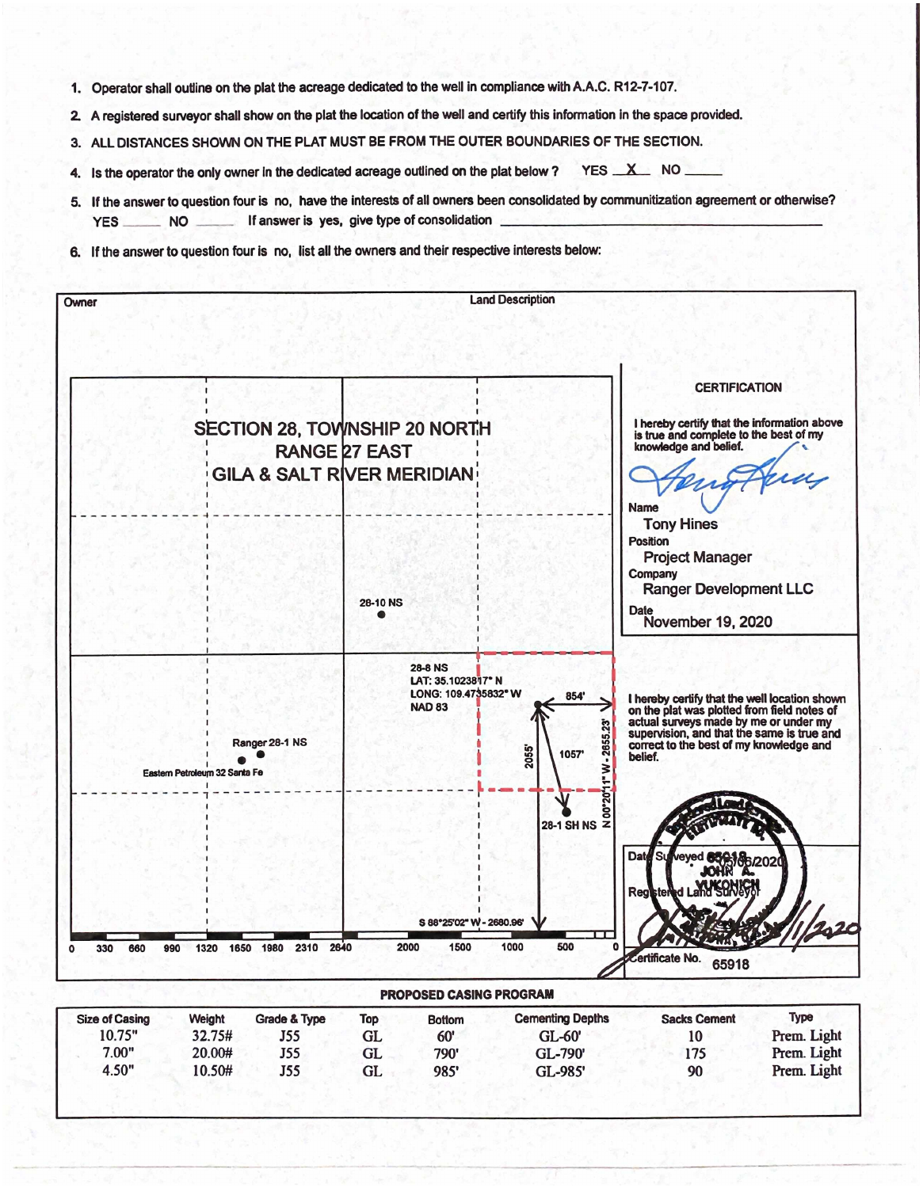1. Operator shall outline on the plat the acreage dedicated to the well in compliance with A.A.C. R12-7-107.
2. A registered surveyor shall show on the plat the location of the well and certify this information in the space provided.
3. ALL DISTANCES SHOWN ON THE PLAT MUST BE FROM THE OUTER BOUNDARIES OF THE SECTION.
4. Is the operator the only owner in the dedicated acreage outlined on the plat below? YES __X__ NO ____
5. If the answer to question four is no, have the interests of all owners been consolidated by communitization agreement or otherwise? YES ____ NO ____ If answer is yes, give type of consolidation ____________
6. If the answer to question four is no, list all the owners and their respective interests below:

| Owner | Land Description |
|---|---|
| | |

SECTION 28, TOWNSHIP 20 NORTH
RANGE 27 EAST
GILA & SALT RIVER MERIDIAN

28-10 NS

28-8 NS
LAT: 35.1023817° N
LONG: 109.4735832° W
NAD 83

854'

1057'

2055'

N 00°20'11" W - 2655.23'

Ranger 28-1 NS

Eastern Petroleum 32 Santa Fe

28-1 SH NS

S 88°25'02" W - 2680.96'

0 330 660 990 1320 1650 1980 2310 2640 2000 1500 1000 500 0

**CERTIFICATION**

I hereby certify that the information above is true and complete to the best of my knowledge and belief.

Name: Tony Hines
Position: Project Manager
Company: Ranger Development LLC
Date: November 19, 2020

I hereby certify that the well location shown on the plat was plotted from field notes of actual surveys made by me or under my supervision, and that the same is true and correct to the best of my knowledge and belief.

Date Surveyed: 6/16/2020
Registered Land Surveyor: JOHN A. VUKONICH
Certificate No. 65918

## PROPOSED CASING PROGRAM

| Size of Casing | Weight | Grade & Type | Top | Bottom | Cementing Depths | Sacks Cement | Type |
|---|---|---|---|---|---|---|---|
| 10.75" | 32.75# | J55 | GL | 60' | GL-60' | 10 | Prem. Light |
| 7.00" | 20.00# | J55 | GL | 790' | GL-790' | 175 | Prem. Light |
| 4.50" | 10.50# | J55 | GL | 985' | GL-985' | 90 | Prem. Light |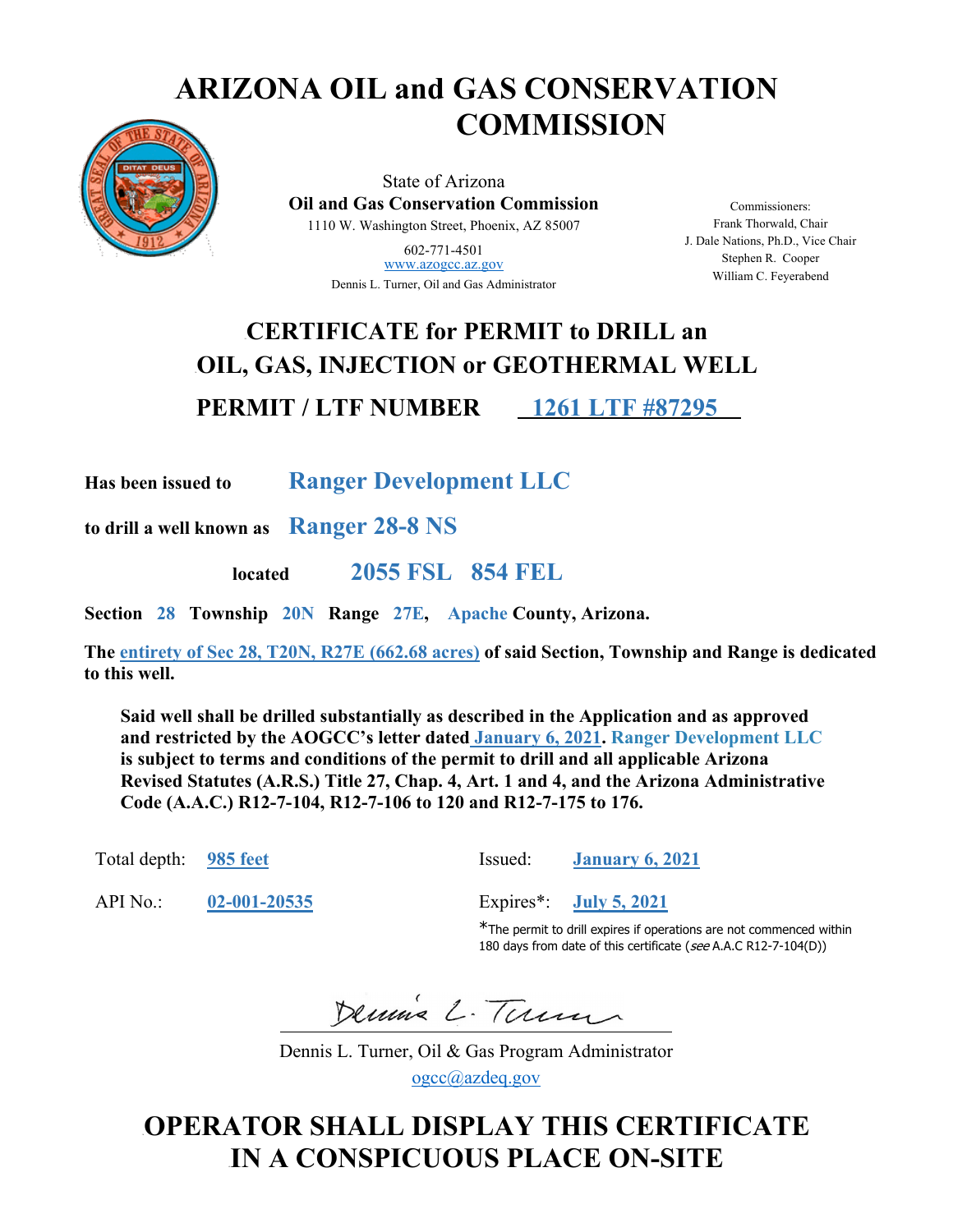# ARIZONA OIL and GAS CONSERVATION COMMISSION

State of Arizona
**Oil and Gas Conservation Commission**
1110 W. Washington Street, Phoenix, AZ 85007
602-771-4501
www.azogcc.az.gov
Dennis L. Turner, Oil and Gas Administrator

Commissioners:
Frank Thorwald, Chair
J. Dale Nations, Ph.D., Vice Chair
Stephen R. Cooper
William C. Feyerabend

## CERTIFICATE for PERMIT to DRILL an OIL, GAS, INJECTION or GEOTHERMAL WELL

## PERMIT / LTF NUMBER 1261 LTF #87295

**Has been issued to** **Ranger Development LLC**

**to drill a well known as** **Ranger 28-8 NS**

**located** **2055 FSL 854 FEL**

**Section 28 Township 20N Range 27E, Apache County, Arizona.**

**The entirety of Sec 28, T20N, R27E (662.68 acres) of said Section, Township and Range is dedicated to this well.**

**Said well shall be drilled substantially as described in the Application and as approved and restricted by the AOGCC's letter dated January 6, 2021. Ranger Development LLC is subject to terms and conditions of the permit to drill and all applicable Arizona Revised Statutes (A.R.S.) Title 27, Chap. 4, Art. 1 and 4, and the Arizona Administrative Code (A.A.C.) R12-7-104, R12-7-106 to 120 and R12-7-175 to 176.**

Total depth: 985 feet

API No.: 02-001-20535

Issued: January 6, 2021

Expires*: July 5, 2021

*The permit to drill expires if operations are not commenced within 180 days from date of this certificate (*see* A.A.C R12-7-104(D))

Dennis L. Turner, Oil & Gas Program Administrator
ogcc@azdeq.gov

## OPERATOR SHALL DISPLAY THIS CERTIFICATE IN A CONSPICUOUS PLACE ON-SITE